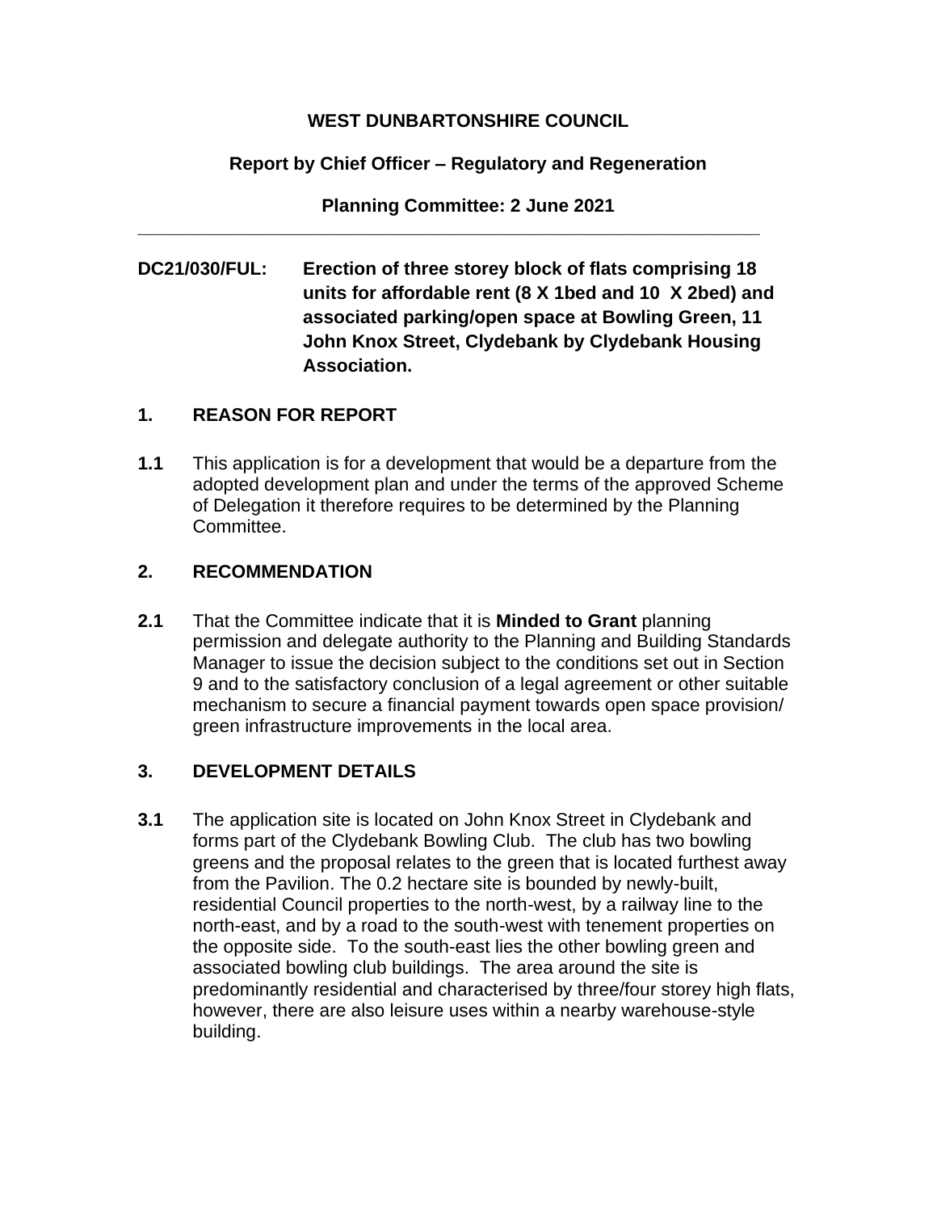**WEST DUNBARTONSHIRE COUNCIL**

**Report by Chief Officer – Regulatory and Regeneration**

**Planning Committee: 2 June 2021**

---

**DC21/030/FUL: Erection of three storey block of flats comprising 18 units for affordable rent (8 X 1bed and 10 X 2bed) and associated parking/open space at Bowling Green, 11 John Knox Street, Clydebank by Clydebank Housing Association.**

## 1. REASON FOR REPORT

**1.1** This application is for a development that would be a departure from the adopted development plan and under the terms of the approved Scheme of Delegation it therefore requires to be determined by the Planning Committee.

## 2. RECOMMENDATION

**2.1** That the Committee indicate that it is **Minded to Grant** planning permission and delegate authority to the Planning and Building Standards Manager to issue the decision subject to the conditions set out in Section 9 and to the satisfactory conclusion of a legal agreement or other suitable mechanism to secure a financial payment towards open space provision/ green infrastructure improvements in the local area.

## 3. DEVELOPMENT DETAILS

**3.1** The application site is located on John Knox Street in Clydebank and forms part of the Clydebank Bowling Club. The club has two bowling greens and the proposal relates to the green that is located furthest away from the Pavilion. The 0.2 hectare site is bounded by newly-built, residential Council properties to the north-west, by a railway line to the north-east, and by a road to the south-west with tenement properties on the opposite side. To the south-east lies the other bowling green and associated bowling club buildings. The area around the site is predominantly residential and characterised by three/four storey high flats, however, there are also leisure uses within a nearby warehouse-style building.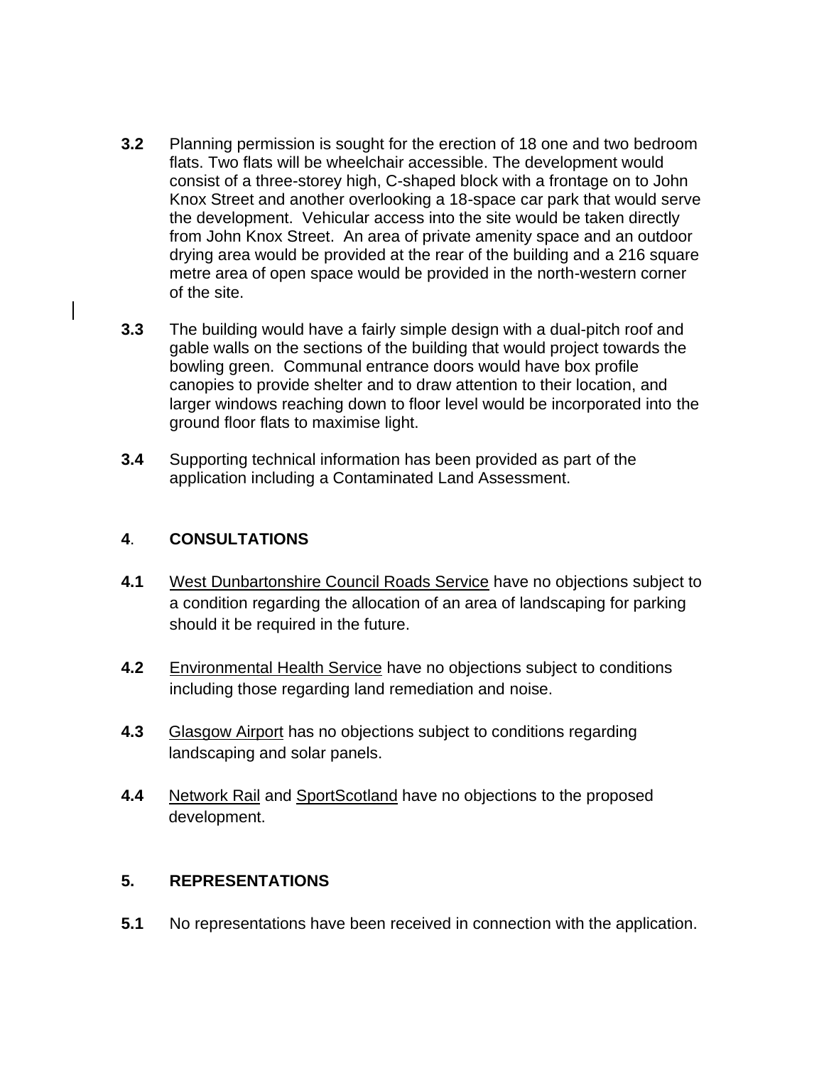**3.2** Planning permission is sought for the erection of 18 one and two bedroom flats. Two flats will be wheelchair accessible. The development would consist of a three-storey high, C-shaped block with a frontage on to John Knox Street and another overlooking a 18-space car park that would serve the development. Vehicular access into the site would be taken directly from John Knox Street. An area of private amenity space and an outdoor drying area would be provided at the rear of the building and a 216 square metre area of open space would be provided in the north-western corner of the site.

**3.3** The building would have a fairly simple design with a dual-pitch roof and gable walls on the sections of the building that would project towards the bowling green. Communal entrance doors would have box profile canopies to provide shelter and to draw attention to their location, and larger windows reaching down to floor level would be incorporated into the ground floor flats to maximise light.

**3.4** Supporting technical information has been provided as part of the application including a Contaminated Land Assessment.

## **4**. **CONSULTATIONS**

**4.1** West Dunbartonshire Council Roads Service have no objections subject to a condition regarding the allocation of an area of landscaping for parking should it be required in the future.

**4.2** Environmental Health Service have no objections subject to conditions including those regarding land remediation and noise.

**4.3** Glasgow Airport has no objections subject to conditions regarding landscaping and solar panels.

**4.4** Network Rail and SportScotland have no objections to the proposed development.

## **5. REPRESENTATIONS**

**5.1** No representations have been received in connection with the application.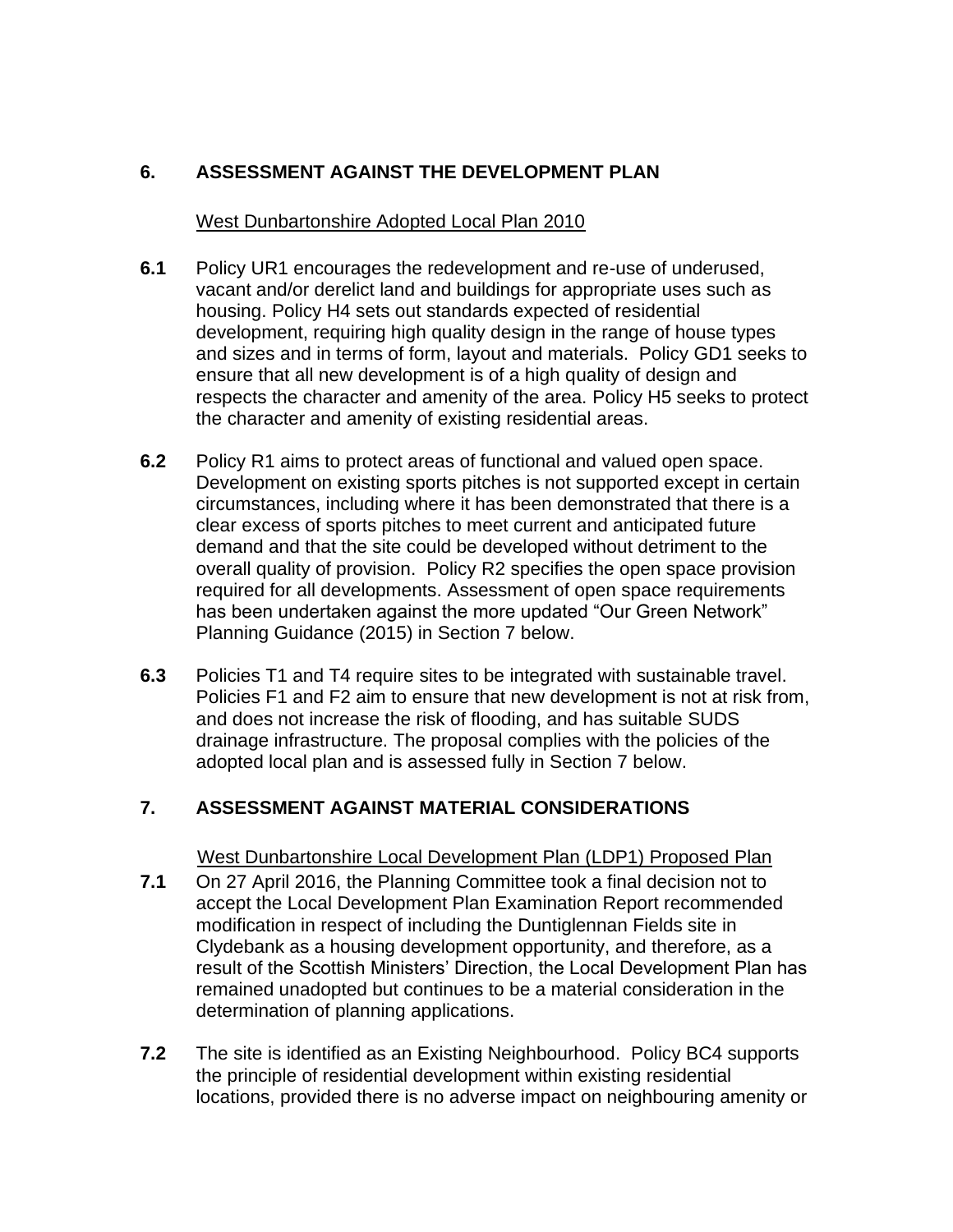## 6. ASSESSMENT AGAINST THE DEVELOPMENT PLAN

West Dunbartonshire Adopted Local Plan 2010

**6.1** Policy UR1 encourages the redevelopment and re-use of underused, vacant and/or derelict land and buildings for appropriate uses such as housing. Policy H4 sets out standards expected of residential development, requiring high quality design in the range of house types and sizes and in terms of form, layout and materials. Policy GD1 seeks to ensure that all new development is of a high quality of design and respects the character and amenity of the area. Policy H5 seeks to protect the character and amenity of existing residential areas.

**6.2** Policy R1 aims to protect areas of functional and valued open space. Development on existing sports pitches is not supported except in certain circumstances, including where it has been demonstrated that there is a clear excess of sports pitches to meet current and anticipated future demand and that the site could be developed without detriment to the overall quality of provision. Policy R2 specifies the open space provision required for all developments. Assessment of open space requirements has been undertaken against the more updated "Our Green Network" Planning Guidance (2015) in Section 7 below.

**6.3** Policies T1 and T4 require sites to be integrated with sustainable travel. Policies F1 and F2 aim to ensure that new development is not at risk from, and does not increase the risk of flooding, and has suitable SUDS drainage infrastructure. The proposal complies with the policies of the adopted local plan and is assessed fully in Section 7 below.

## 7. ASSESSMENT AGAINST MATERIAL CONSIDERATIONS

West Dunbartonshire Local Development Plan (LDP1) Proposed Plan

**7.1** On 27 April 2016, the Planning Committee took a final decision not to accept the Local Development Plan Examination Report recommended modification in respect of including the Duntiglennan Fields site in Clydebank as a housing development opportunity, and therefore, as a result of the Scottish Ministers' Direction, the Local Development Plan has remained unadopted but continues to be a material consideration in the determination of planning applications.

**7.2** The site is identified as an Existing Neighbourhood. Policy BC4 supports the principle of residential development within existing residential locations, provided there is no adverse impact on neighbouring amenity or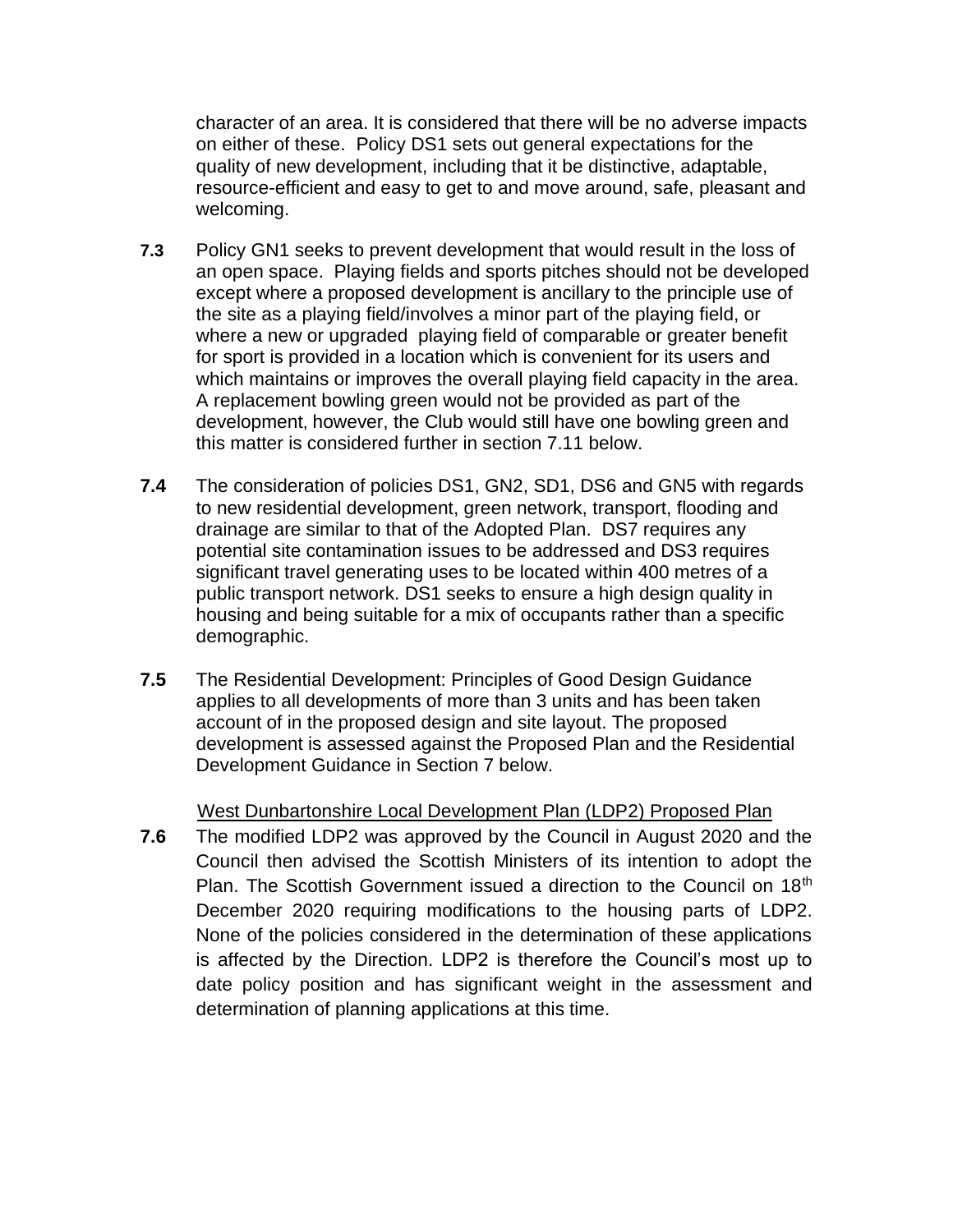character of an area. It is considered that there will be no adverse impacts on either of these. Policy DS1 sets out general expectations for the quality of new development, including that it be distinctive, adaptable, resource-efficient and easy to get to and move around, safe, pleasant and welcoming.

**7.3** Policy GN1 seeks to prevent development that would result in the loss of an open space. Playing fields and sports pitches should not be developed except where a proposed development is ancillary to the principle use of the site as a playing field/involves a minor part of the playing field, or where a new or upgraded playing field of comparable or greater benefit for sport is provided in a location which is convenient for its users and which maintains or improves the overall playing field capacity in the area. A replacement bowling green would not be provided as part of the development, however, the Club would still have one bowling green and this matter is considered further in section 7.11 below.

**7.4** The consideration of policies DS1, GN2, SD1, DS6 and GN5 with regards to new residential development, green network, transport, flooding and drainage are similar to that of the Adopted Plan. DS7 requires any potential site contamination issues to be addressed and DS3 requires significant travel generating uses to be located within 400 metres of a public transport network. DS1 seeks to ensure a high design quality in housing and being suitable for a mix of occupants rather than a specific demographic.

**7.5** The Residential Development: Principles of Good Design Guidance applies to all developments of more than 3 units and has been taken account of in the proposed design and site layout. The proposed development is assessed against the Proposed Plan and the Residential Development Guidance in Section 7 below.

West Dunbartonshire Local Development Plan (LDP2) Proposed Plan

**7.6** The modified LDP2 was approved by the Council in August 2020 and the Council then advised the Scottish Ministers of its intention to adopt the Plan. The Scottish Government issued a direction to the Council on 18th December 2020 requiring modifications to the housing parts of LDP2. None of the policies considered in the determination of these applications is affected by the Direction. LDP2 is therefore the Council's most up to date policy position and has significant weight in the assessment and determination of planning applications at this time.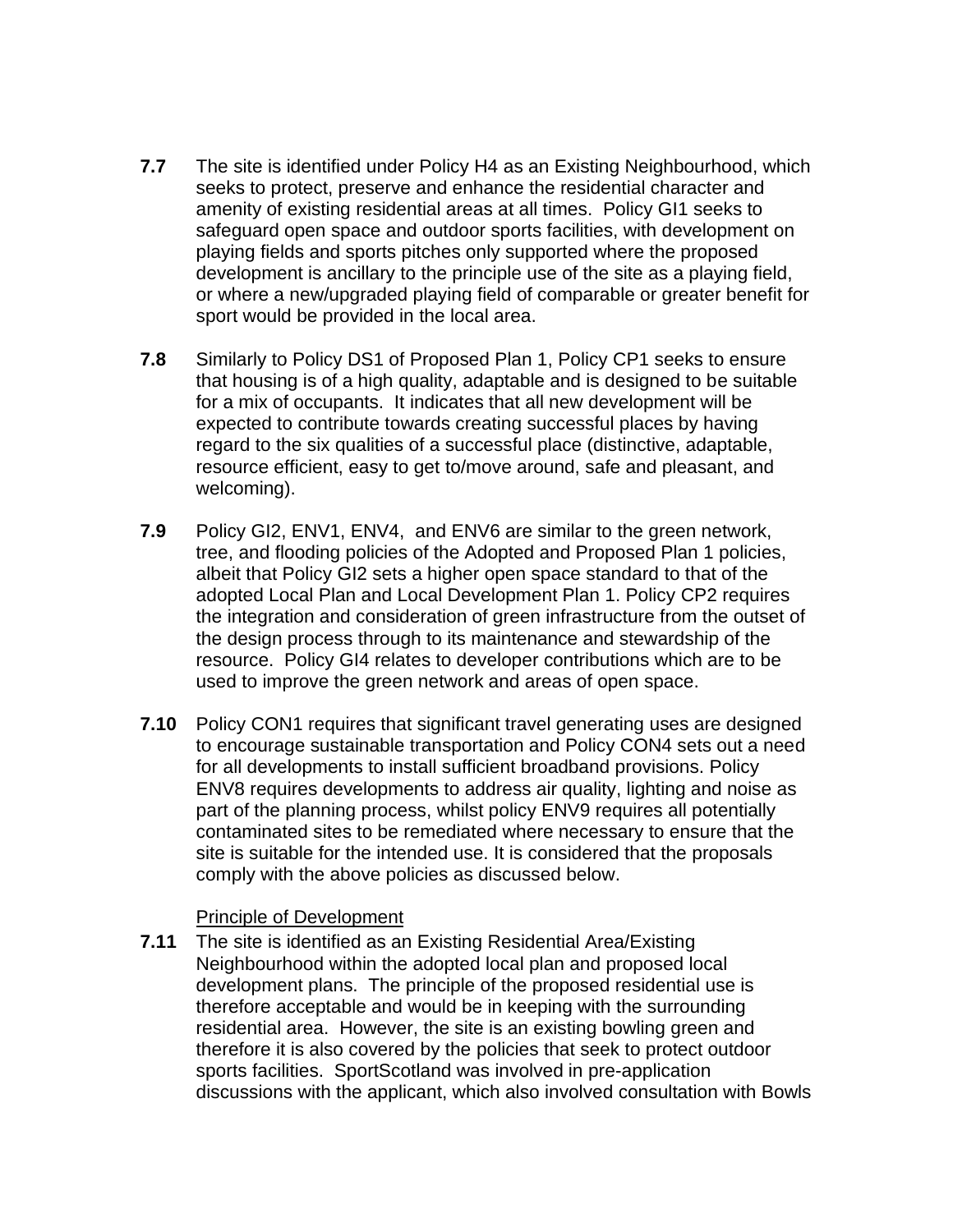**7.7** The site is identified under Policy H4 as an Existing Neighbourhood, which seeks to protect, preserve and enhance the residential character and amenity of existing residential areas at all times. Policy GI1 seeks to safeguard open space and outdoor sports facilities, with development on playing fields and sports pitches only supported where the proposed development is ancillary to the principle use of the site as a playing field, or where a new/upgraded playing field of comparable or greater benefit for sport would be provided in the local area.

**7.8** Similarly to Policy DS1 of Proposed Plan 1, Policy CP1 seeks to ensure that housing is of a high quality, adaptable and is designed to be suitable for a mix of occupants. It indicates that all new development will be expected to contribute towards creating successful places by having regard to the six qualities of a successful place (distinctive, adaptable, resource efficient, easy to get to/move around, safe and pleasant, and welcoming).

**7.9** Policy GI2, ENV1, ENV4, and ENV6 are similar to the green network, tree, and flooding policies of the Adopted and Proposed Plan 1 policies, albeit that Policy GI2 sets a higher open space standard to that of the adopted Local Plan and Local Development Plan 1. Policy CP2 requires the integration and consideration of green infrastructure from the outset of the design process through to its maintenance and stewardship of the resource. Policy GI4 relates to developer contributions which are to be used to improve the green network and areas of open space.

**7.10** Policy CON1 requires that significant travel generating uses are designed to encourage sustainable transportation and Policy CON4 sets out a need for all developments to install sufficient broadband provisions. Policy ENV8 requires developments to address air quality, lighting and noise as part of the planning process, whilst policy ENV9 requires all potentially contaminated sites to be remediated where necessary to ensure that the site is suitable for the intended use. It is considered that the proposals comply with the above policies as discussed below.

<u>Principle of Development</u>

**7.11** The site is identified as an Existing Residential Area/Existing Neighbourhood within the adopted local plan and proposed local development plans. The principle of the proposed residential use is therefore acceptable and would be in keeping with the surrounding residential area. However, the site is an existing bowling green and therefore it is also covered by the policies that seek to protect outdoor sports facilities. SportScotland was involved in pre-application discussions with the applicant, which also involved consultation with Bowls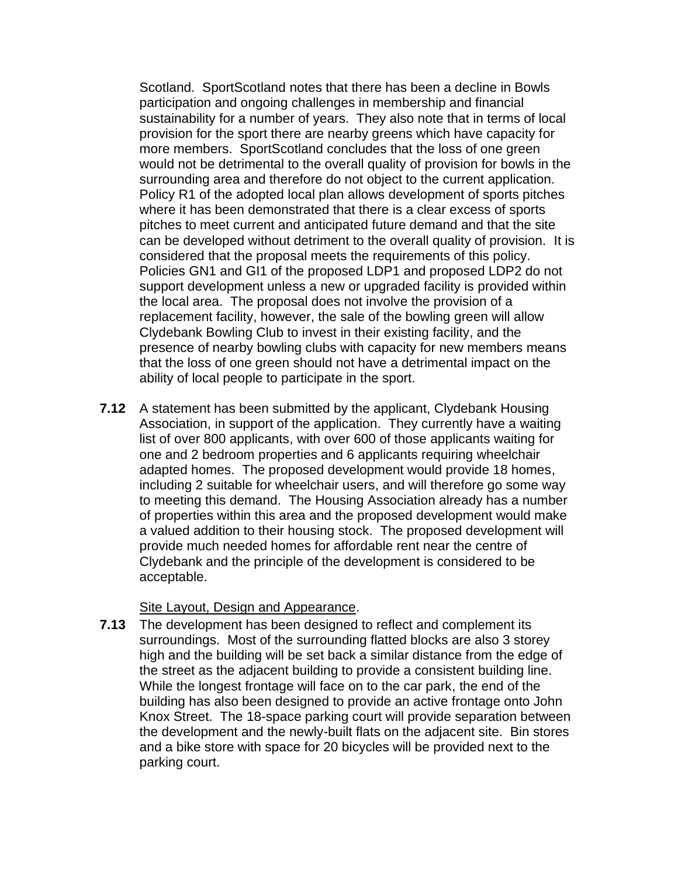Scotland. SportScotland notes that there has been a decline in Bowls participation and ongoing challenges in membership and financial sustainability for a number of years. They also note that in terms of local provision for the sport there are nearby greens which have capacity for more members. SportScotland concludes that the loss of one green would not be detrimental to the overall quality of provision for bowls in the surrounding area and therefore do not object to the current application. Policy R1 of the adopted local plan allows development of sports pitches where it has been demonstrated that there is a clear excess of sports pitches to meet current and anticipated future demand and that the site can be developed without detriment to the overall quality of provision. It is considered that the proposal meets the requirements of this policy. Policies GN1 and GI1 of the proposed LDP1 and proposed LDP2 do not support development unless a new or upgraded facility is provided within the local area. The proposal does not involve the provision of a replacement facility, however, the sale of the bowling green will allow Clydebank Bowling Club to invest in their existing facility, and the presence of nearby bowling clubs with capacity for new members means that the loss of one green should not have a detrimental impact on the ability of local people to participate in the sport.

**7.12** A statement has been submitted by the applicant, Clydebank Housing Association, in support of the application. They currently have a waiting list of over 800 applicants, with over 600 of those applicants waiting for one and 2 bedroom properties and 6 applicants requiring wheelchair adapted homes. The proposed development would provide 18 homes, including 2 suitable for wheelchair users, and will therefore go some way to meeting this demand. The Housing Association already has a number of properties within this area and the proposed development would make a valued addition to their housing stock. The proposed development will provide much needed homes for affordable rent near the centre of Clydebank and the principle of the development is considered to be acceptable.

<u>Site Layout, Design and Appearance</u>.

**7.13** The development has been designed to reflect and complement its surroundings. Most of the surrounding flatted blocks are also 3 storey high and the building will be set back a similar distance from the edge of the street as the adjacent building to provide a consistent building line. While the longest frontage will face on to the car park, the end of the building has also been designed to provide an active frontage onto John Knox Street. The 18-space parking court will provide separation between the development and the newly-built flats on the adjacent site. Bin stores and a bike store with space for 20 bicycles will be provided next to the parking court.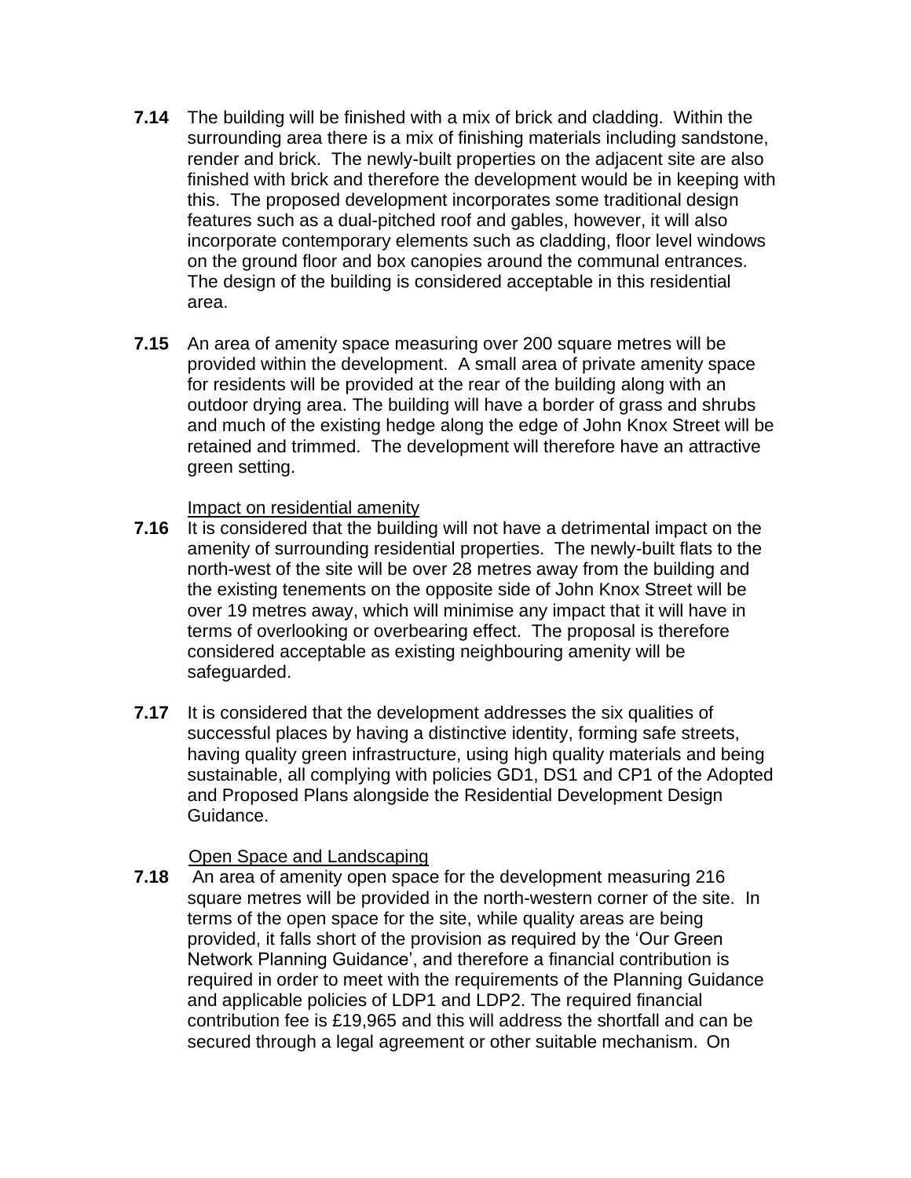**7.14** The building will be finished with a mix of brick and cladding. Within the surrounding area there is a mix of finishing materials including sandstone, render and brick. The newly-built properties on the adjacent site are also finished with brick and therefore the development would be in keeping with this. The proposed development incorporates some traditional design features such as a dual-pitched roof and gables, however, it will also incorporate contemporary elements such as cladding, floor level windows on the ground floor and box canopies around the communal entrances. The design of the building is considered acceptable in this residential area.

**7.15** An area of amenity space measuring over 200 square metres will be provided within the development. A small area of private amenity space for residents will be provided at the rear of the building along with an outdoor drying area. The building will have a border of grass and shrubs and much of the existing hedge along the edge of John Knox Street will be retained and trimmed. The development will therefore have an attractive green setting.

Impact on residential amenity

**7.16** It is considered that the building will not have a detrimental impact on the amenity of surrounding residential properties. The newly-built flats to the north-west of the site will be over 28 metres away from the building and the existing tenements on the opposite side of John Knox Street will be over 19 metres away, which will minimise any impact that it will have in terms of overlooking or overbearing effect. The proposal is therefore considered acceptable as existing neighbouring amenity will be safeguarded.

**7.17** It is considered that the development addresses the six qualities of successful places by having a distinctive identity, forming safe streets, having quality green infrastructure, using high quality materials and being sustainable, all complying with policies GD1, DS1 and CP1 of the Adopted and Proposed Plans alongside the Residential Development Design Guidance.

Open Space and Landscaping

**7.18** An area of amenity open space for the development measuring 216 square metres will be provided in the north-western corner of the site. In terms of the open space for the site, while quality areas are being provided, it falls short of the provision as required by the 'Our Green Network Planning Guidance', and therefore a financial contribution is required in order to meet with the requirements of the Planning Guidance and applicable policies of LDP1 and LDP2. The required financial contribution fee is £19,965 and this will address the shortfall and can be secured through a legal agreement or other suitable mechanism. On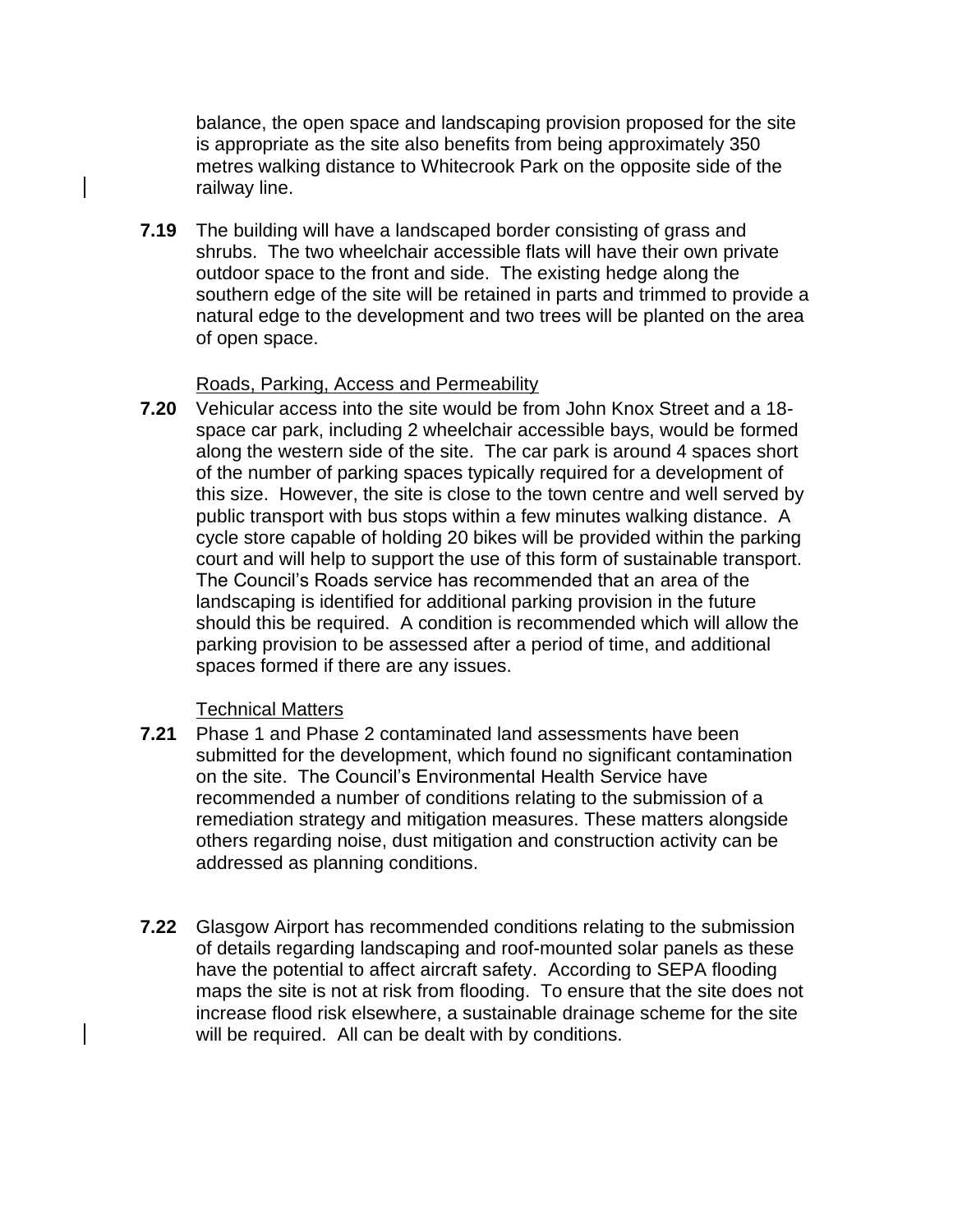balance, the open space and landscaping provision proposed for the site is appropriate as the site also benefits from being approximately 350 metres walking distance to Whitecrook Park on the opposite side of the railway line.

**7.19** The building will have a landscaped border consisting of grass and shrubs. The two wheelchair accessible flats will have their own private outdoor space to the front and side. The existing hedge along the southern edge of the site will be retained in parts and trimmed to provide a natural edge to the development and two trees will be planted on the area of open space.

<u>Roads, Parking, Access and Permeability</u>

**7.20** Vehicular access into the site would be from John Knox Street and a 18-space car park, including 2 wheelchair accessible bays, would be formed along the western side of the site. The car park is around 4 spaces short of the number of parking spaces typically required for a development of this size. However, the site is close to the town centre and well served by public transport with bus stops within a few minutes walking distance. A cycle store capable of holding 20 bikes will be provided within the parking court and will help to support the use of this form of sustainable transport. The Council's Roads service has recommended that an area of the landscaping is identified for additional parking provision in the future should this be required. A condition is recommended which will allow the parking provision to be assessed after a period of time, and additional spaces formed if there are any issues.

<u>Technical Matters</u>

**7.21** Phase 1 and Phase 2 contaminated land assessments have been submitted for the development, which found no significant contamination on the site. The Council's Environmental Health Service have recommended a number of conditions relating to the submission of a remediation strategy and mitigation measures. These matters alongside others regarding noise, dust mitigation and construction activity can be addressed as planning conditions.

**7.22** Glasgow Airport has recommended conditions relating to the submission of details regarding landscaping and roof-mounted solar panels as these have the potential to affect aircraft safety. According to SEPA flooding maps the site is not at risk from flooding. To ensure that the site does not increase flood risk elsewhere, a sustainable drainage scheme for the site will be required. All can be dealt with by conditions.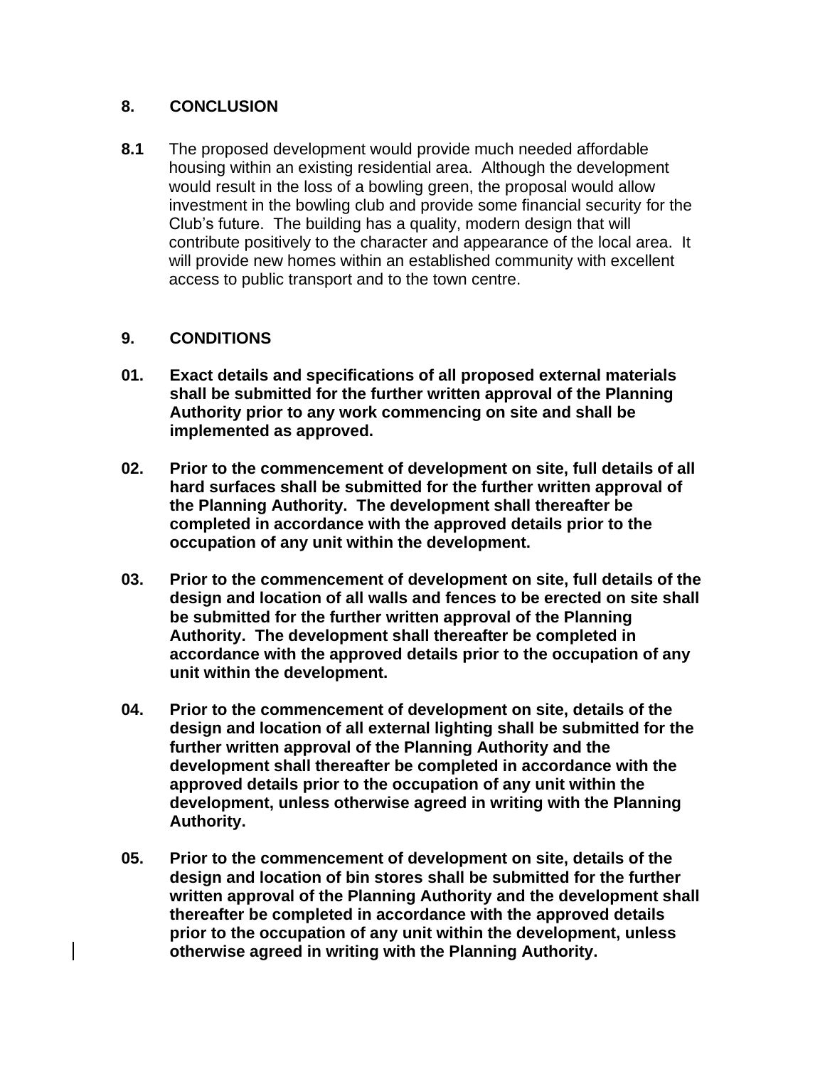## 8. CONCLUSION

**8.1** The proposed development would provide much needed affordable housing within an existing residential area. Although the development would result in the loss of a bowling green, the proposal would allow investment in the bowling club and provide some financial security for the Club's future. The building has a quality, modern design that will contribute positively to the character and appearance of the local area. It will provide new homes within an established community with excellent access to public transport and to the town centre.

## 9. CONDITIONS

**01. Exact details and specifications of all proposed external materials shall be submitted for the further written approval of the Planning Authority prior to any work commencing on site and shall be implemented as approved.**

**02. Prior to the commencement of development on site, full details of all hard surfaces shall be submitted for the further written approval of the Planning Authority. The development shall thereafter be completed in accordance with the approved details prior to the occupation of any unit within the development.**

**03. Prior to the commencement of development on site, full details of the design and location of all walls and fences to be erected on site shall be submitted for the further written approval of the Planning Authority. The development shall thereafter be completed in accordance with the approved details prior to the occupation of any unit within the development.**

**04. Prior to the commencement of development on site, details of the design and location of all external lighting shall be submitted for the further written approval of the Planning Authority and the development shall thereafter be completed in accordance with the approved details prior to the occupation of any unit within the development, unless otherwise agreed in writing with the Planning Authority.**

**05. Prior to the commencement of development on site, details of the design and location of bin stores shall be submitted for the further written approval of the Planning Authority and the development shall thereafter be completed in accordance with the approved details prior to the occupation of any unit within the development, unless otherwise agreed in writing with the Planning Authority.**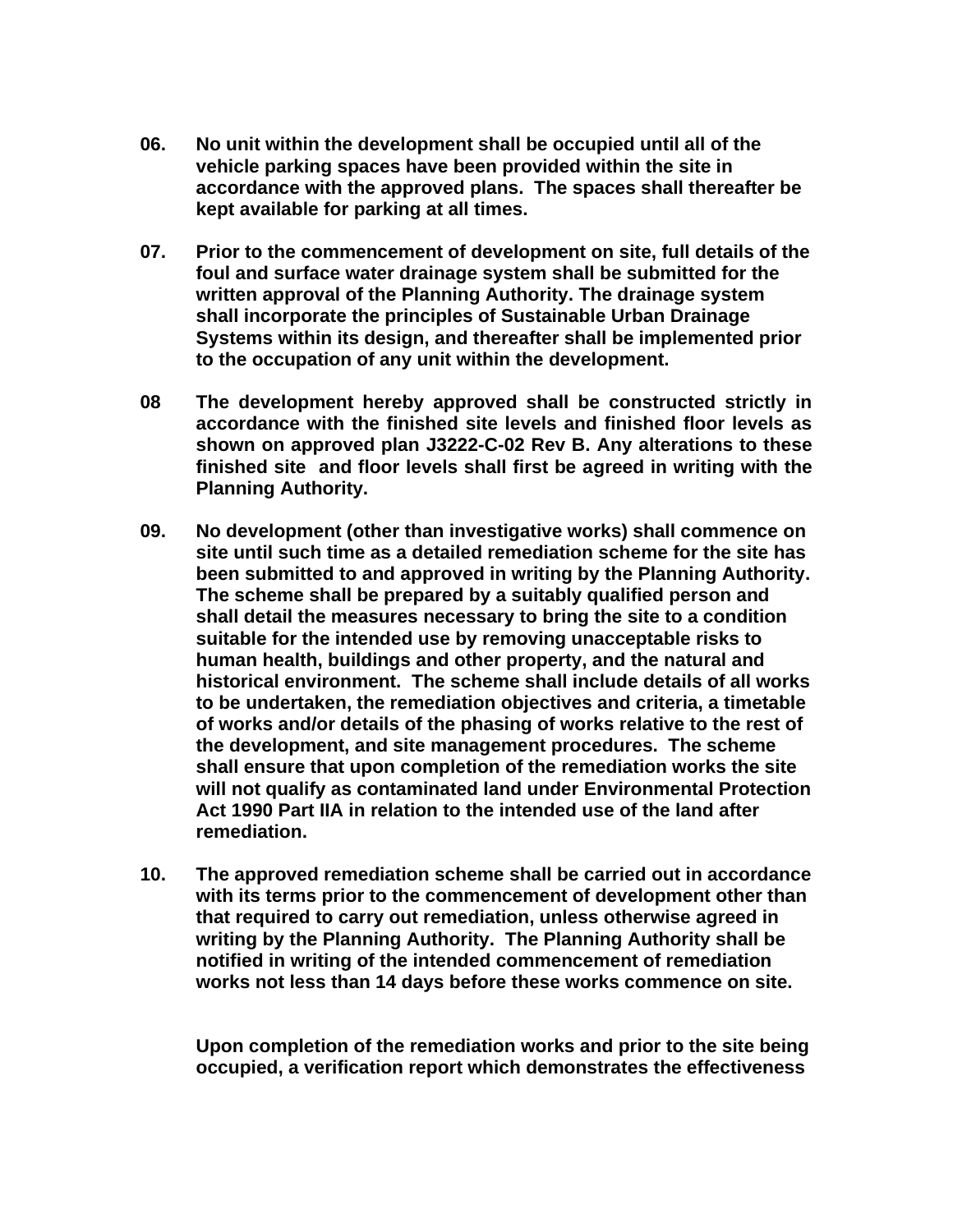**06.** **No unit within the development shall be occupied until all of the vehicle parking spaces have been provided within the site in accordance with the approved plans. The spaces shall thereafter be kept available for parking at all times.**

**07.** **Prior to the commencement of development on site, full details of the foul and surface water drainage system shall be submitted for the written approval of the Planning Authority. The drainage system shall incorporate the principles of Sustainable Urban Drainage Systems within its design, and thereafter shall be implemented prior to the occupation of any unit within the development.**

**08** **The development hereby approved shall be constructed strictly in accordance with the finished site levels and finished floor levels as shown on approved plan J3222-C-02 Rev B. Any alterations to these finished site and floor levels shall first be agreed in writing with the Planning Authority.**

**09.** **No development (other than investigative works) shall commence on site until such time as a detailed remediation scheme for the site has been submitted to and approved in writing by the Planning Authority. The scheme shall be prepared by a suitably qualified person and shall detail the measures necessary to bring the site to a condition suitable for the intended use by removing unacceptable risks to human health, buildings and other property, and the natural and historical environment. The scheme shall include details of all works to be undertaken, the remediation objectives and criteria, a timetable of works and/or details of the phasing of works relative to the rest of the development, and site management procedures. The scheme shall ensure that upon completion of the remediation works the site will not qualify as contaminated land under Environmental Protection Act 1990 Part IIA in relation to the intended use of the land after remediation.**

**10.** **The approved remediation scheme shall be carried out in accordance with its terms prior to the commencement of development other than that required to carry out remediation, unless otherwise agreed in writing by the Planning Authority. The Planning Authority shall be notified in writing of the intended commencement of remediation works not less than 14 days before these works commence on site.**

**Upon completion of the remediation works and prior to the site being occupied, a verification report which demonstrates the effectiveness**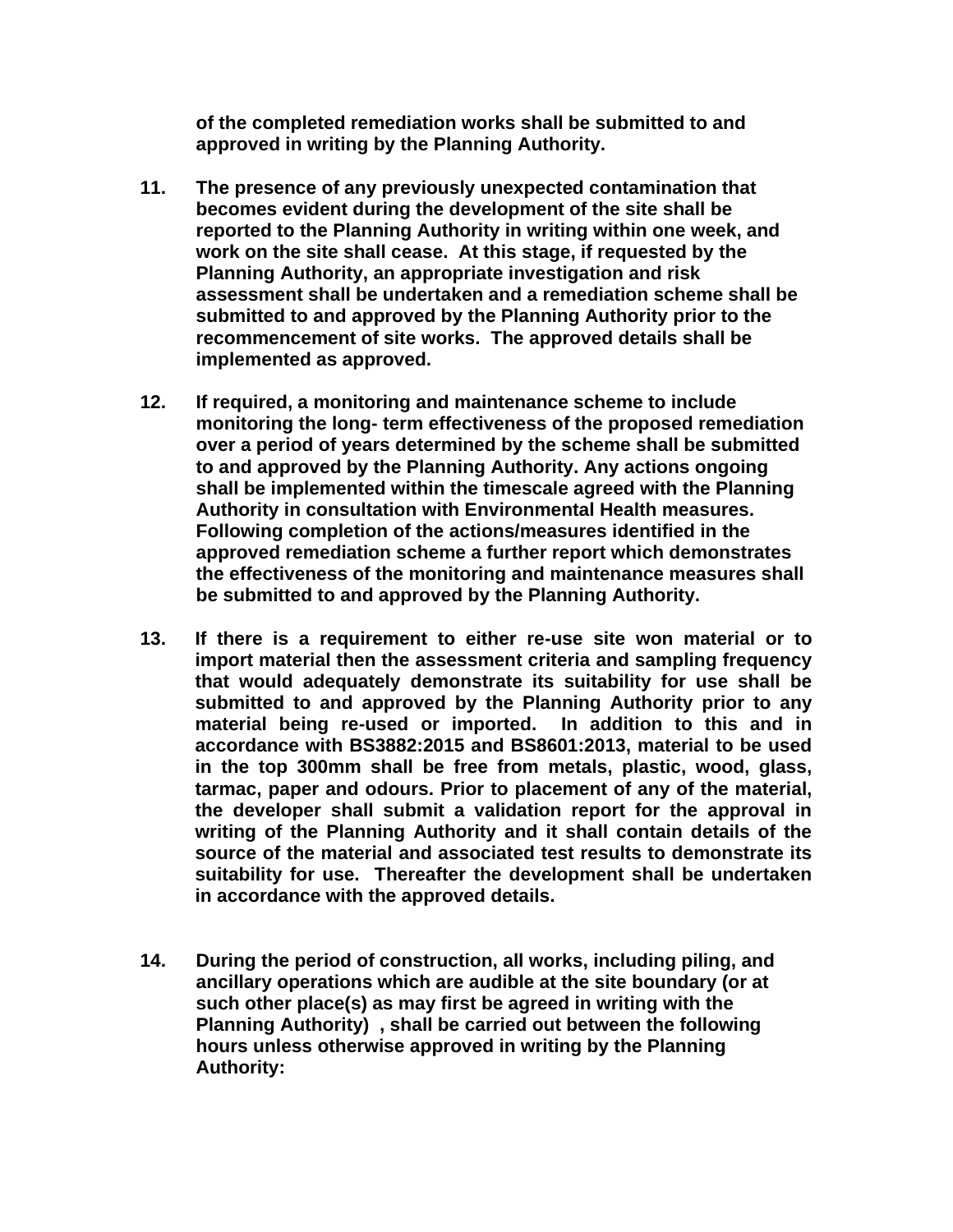**of the completed remediation works shall be submitted to and approved in writing by the Planning Authority.**

11. **The presence of any previously unexpected contamination that becomes evident during the development of the site shall be reported to the Planning Authority in writing within one week, and work on the site shall cease. At this stage, if requested by the Planning Authority, an appropriate investigation and risk assessment shall be undertaken and a remediation scheme shall be submitted to and approved by the Planning Authority prior to the recommencement of site works. The approved details shall be implemented as approved.**

12. **If required, a monitoring and maintenance scheme to include monitoring the long- term effectiveness of the proposed remediation over a period of years determined by the scheme shall be submitted to and approved by the Planning Authority. Any actions ongoing shall be implemented within the timescale agreed with the Planning Authority in consultation with Environmental Health measures. Following completion of the actions/measures identified in the approved remediation scheme a further report which demonstrates the effectiveness of the monitoring and maintenance measures shall be submitted to and approved by the Planning Authority.**

13. **If there is a requirement to either re-use site won material or to import material then the assessment criteria and sampling frequency that would adequately demonstrate its suitability for use shall be submitted to and approved by the Planning Authority prior to any material being re-used or imported. In addition to this and in accordance with BS3882:2015 and BS8601:2013, material to be used in the top 300mm shall be free from metals, plastic, wood, glass, tarmac, paper and odours. Prior to placement of any of the material, the developer shall submit a validation report for the approval in writing of the Planning Authority and it shall contain details of the source of the material and associated test results to demonstrate its suitability for use. Thereafter the development shall be undertaken in accordance with the approved details.**

14. **During the period of construction, all works, including piling, and ancillary operations which are audible at the site boundary (or at such other place(s) as may first be agreed in writing with the Planning Authority) , shall be carried out between the following hours unless otherwise approved in writing by the Planning Authority:**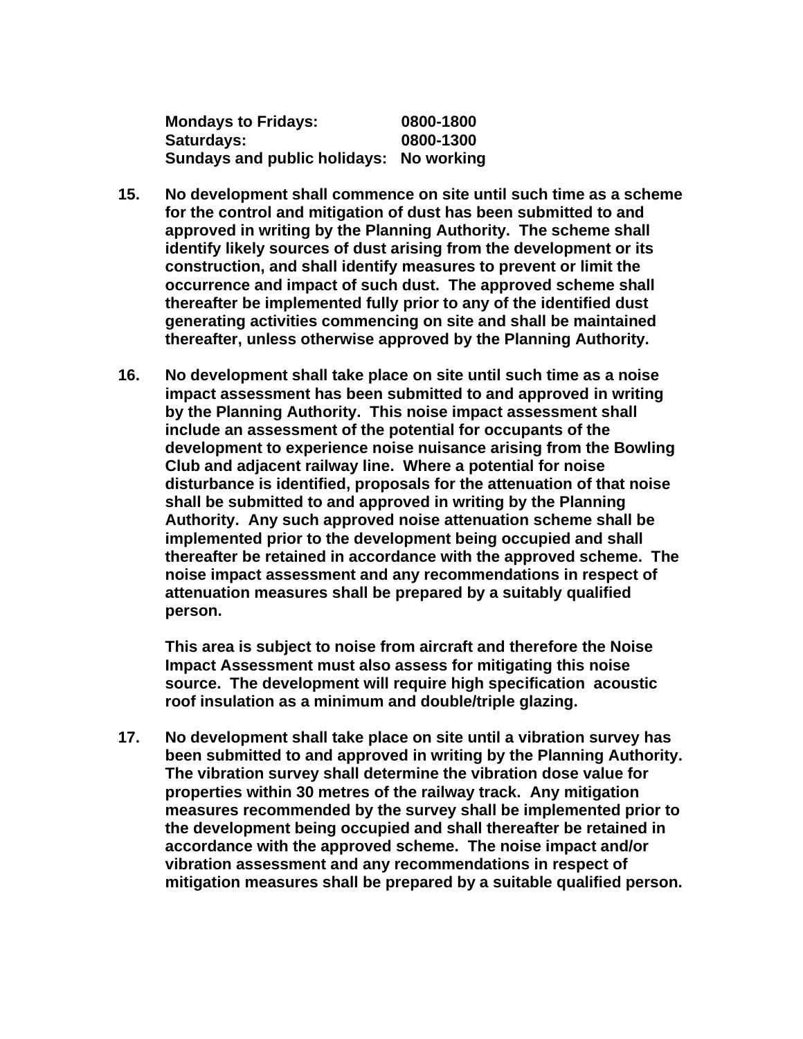**Mondays to Fridays: 0800-1800**
**Saturdays: 0800-1300**
**Sundays and public holidays: No working**

15. **No development shall commence on site until such time as a scheme for the control and mitigation of dust has been submitted to and approved in writing by the Planning Authority. The scheme shall identify likely sources of dust arising from the development or its construction, and shall identify measures to prevent or limit the occurrence and impact of such dust. The approved scheme shall thereafter be implemented fully prior to any of the identified dust generating activities commencing on site and shall be maintained thereafter, unless otherwise approved by the Planning Authority.**

16. **No development shall take place on site until such time as a noise impact assessment has been submitted to and approved in writing by the Planning Authority. This noise impact assessment shall include an assessment of the potential for occupants of the development to experience noise nuisance arising from the Bowling Club and adjacent railway line. Where a potential for noise disturbance is identified, proposals for the attenuation of that noise shall be submitted to and approved in writing by the Planning Authority. Any such approved noise attenuation scheme shall be implemented prior to the development being occupied and shall thereafter be retained in accordance with the approved scheme. The noise impact assessment and any recommendations in respect of attenuation measures shall be prepared by a suitably qualified person.**

    **This area is subject to noise from aircraft and therefore the Noise Impact Assessment must also assess for mitigating this noise source. The development will require high specification acoustic roof insulation as a minimum and double/triple glazing.**

17. **No development shall take place on site until a vibration survey has been submitted to and approved in writing by the Planning Authority. The vibration survey shall determine the vibration dose value for properties within 30 metres of the railway track. Any mitigation measures recommended by the survey shall be implemented prior to the development being occupied and shall thereafter be retained in accordance with the approved scheme. The noise impact and/or vibration assessment and any recommendations in respect of mitigation measures shall be prepared by a suitable qualified person.**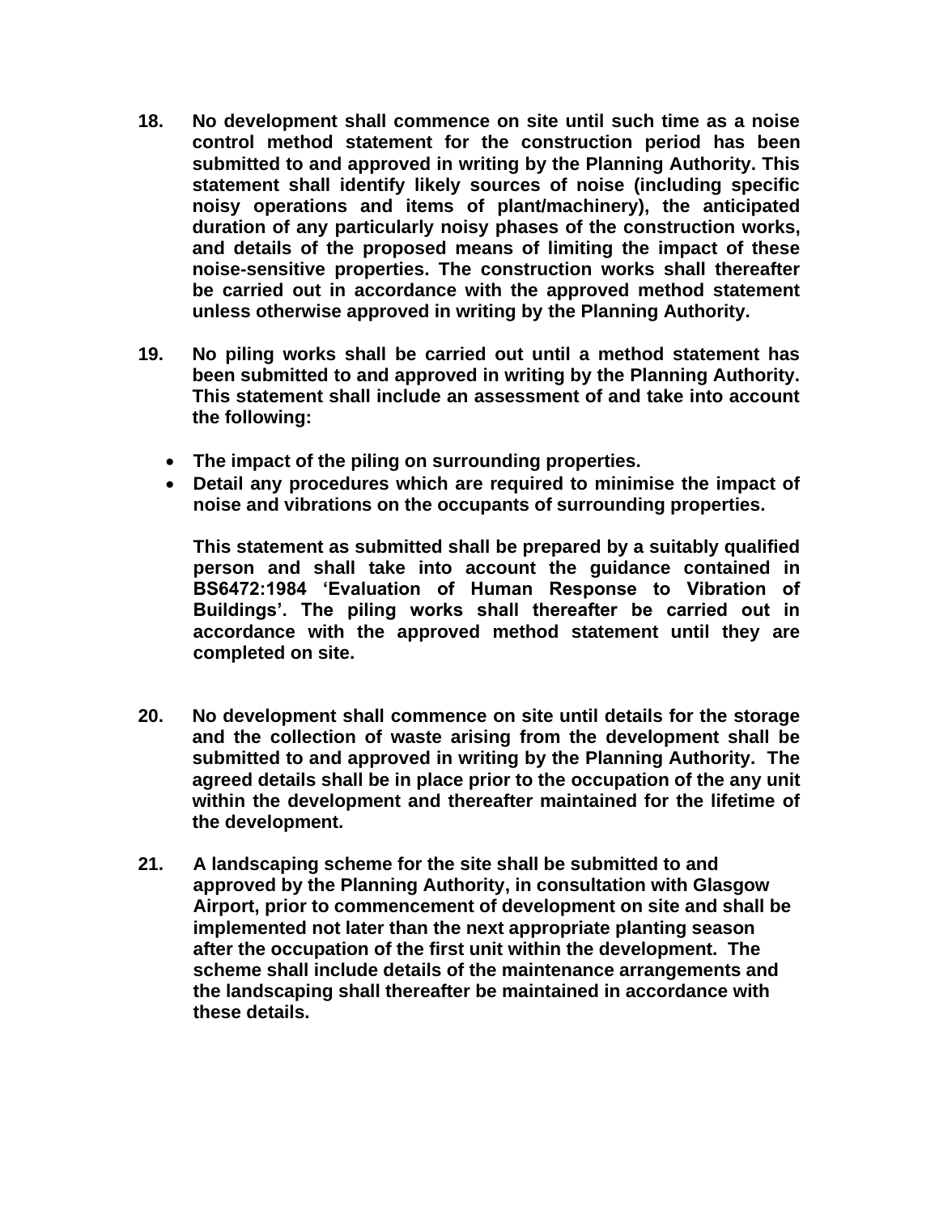**18. No development shall commence on site until such time as a noise control method statement for the construction period has been submitted to and approved in writing by the Planning Authority. This statement shall identify likely sources of noise (including specific noisy operations and items of plant/machinery), the anticipated duration of any particularly noisy phases of the construction works, and details of the proposed means of limiting the impact of these noise-sensitive properties. The construction works shall thereafter be carried out in accordance with the approved method statement unless otherwise approved in writing by the Planning Authority.**

**19. No piling works shall be carried out until a method statement has been submitted to and approved in writing by the Planning Authority. This statement shall include an assessment of and take into account the following:**

- **The impact of the piling on surrounding properties.**
- **Detail any procedures which are required to minimise the impact of noise and vibrations on the occupants of surrounding properties.**

**This statement as submitted shall be prepared by a suitably qualified person and shall take into account the guidance contained in BS6472:1984 'Evaluation of Human Response to Vibration of Buildings'. The piling works shall thereafter be carried out in accordance with the approved method statement until they are completed on site.**

**20. No development shall commence on site until details for the storage and the collection of waste arising from the development shall be submitted to and approved in writing by the Planning Authority. The agreed details shall be in place prior to the occupation of the any unit within the development and thereafter maintained for the lifetime of the development.**

**21. A landscaping scheme for the site shall be submitted to and approved by the Planning Authority, in consultation with Glasgow Airport, prior to commencement of development on site and shall be implemented not later than the next appropriate planting season after the occupation of the first unit within the development. The scheme shall include details of the maintenance arrangements and the landscaping shall thereafter be maintained in accordance with these details.**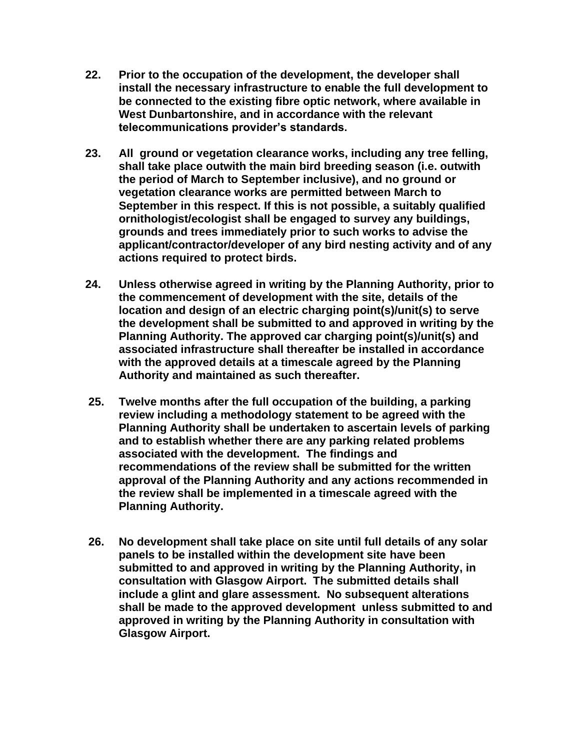22. **Prior to the occupation of the development, the developer shall install the necessary infrastructure to enable the full development to be connected to the existing fibre optic network, where available in West Dunbartonshire, and in accordance with the relevant telecommunications provider's standards.**

23. **All ground or vegetation clearance works, including any tree felling, shall take place outwith the main bird breeding season (i.e. outwith the period of March to September inclusive), and no ground or vegetation clearance works are permitted between March to September in this respect. If this is not possible, a suitably qualified ornithologist/ecologist shall be engaged to survey any buildings, grounds and trees immediately prior to such works to advise the applicant/contractor/developer of any bird nesting activity and of any actions required to protect birds.**

24. **Unless otherwise agreed in writing by the Planning Authority, prior to the commencement of development with the site, details of the location and design of an electric charging point(s)/unit(s) to serve the development shall be submitted to and approved in writing by the Planning Authority. The approved car charging point(s)/unit(s) and associated infrastructure shall thereafter be installed in accordance with the approved details at a timescale agreed by the Planning Authority and maintained as such thereafter.**

25. **Twelve months after the full occupation of the building, a parking review including a methodology statement to be agreed with the Planning Authority shall be undertaken to ascertain levels of parking and to establish whether there are any parking related problems associated with the development. The findings and recommendations of the review shall be submitted for the written approval of the Planning Authority and any actions recommended in the review shall be implemented in a timescale agreed with the Planning Authority.**

26. **No development shall take place on site until full details of any solar panels to be installed within the development site have been submitted to and approved in writing by the Planning Authority, in consultation with Glasgow Airport. The submitted details shall include a glint and glare assessment. No subsequent alterations shall be made to the approved development unless submitted to and approved in writing by the Planning Authority in consultation with Glasgow Airport.**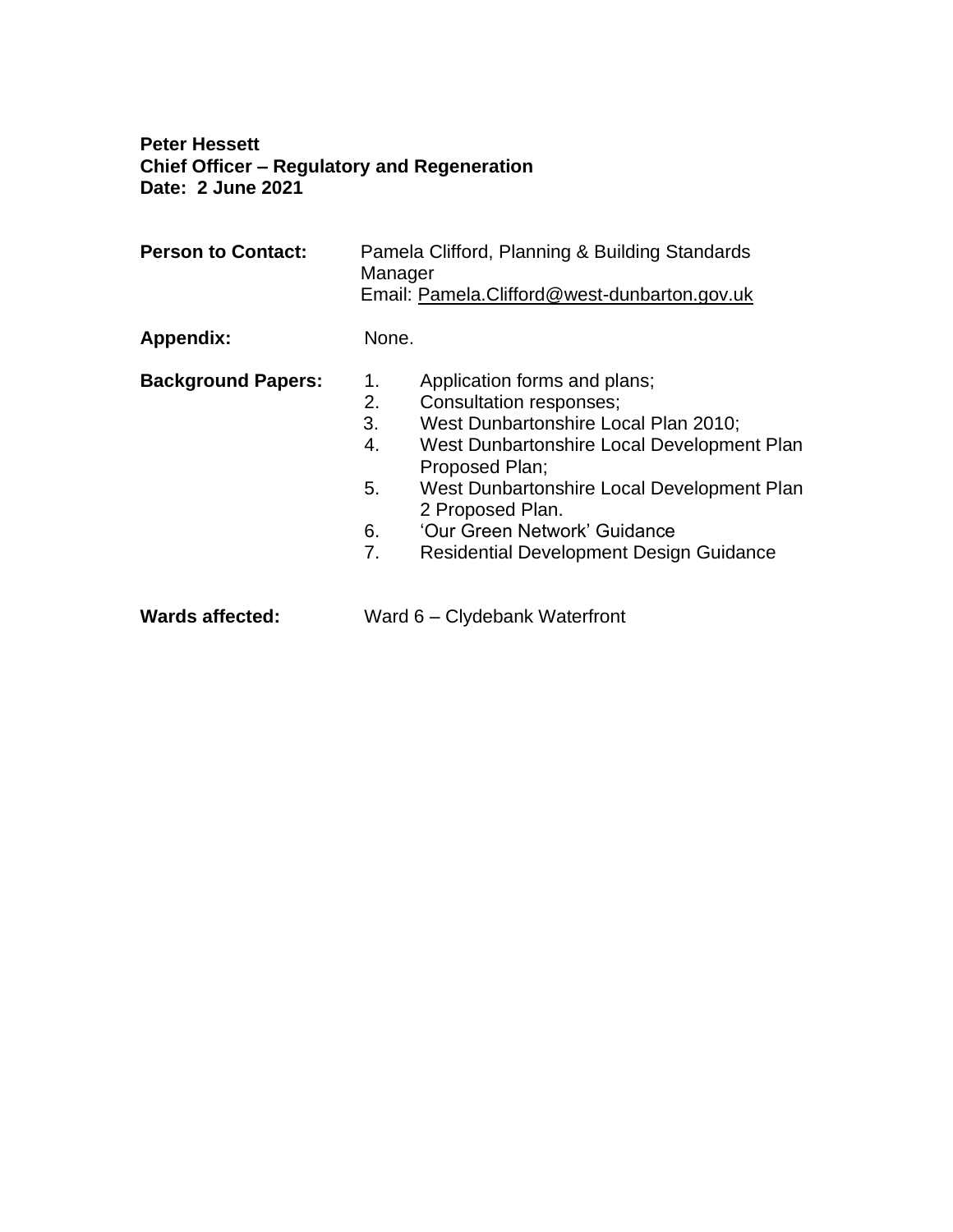**Peter Hessett**
**Chief Officer – Regulatory and Regeneration**
**Date: 2 June 2021**

**Person to Contact:** Pamela Clifford, Planning & Building Standards Manager
Email: Pamela.Clifford@west-dunbarton.gov.uk

**Appendix:** None.

**Background Papers:**

1. Application forms and plans;
2. Consultation responses;
3. West Dunbartonshire Local Plan 2010;
4. West Dunbartonshire Local Development Plan Proposed Plan;
5. West Dunbartonshire Local Development Plan 2 Proposed Plan.
6. 'Our Green Network' Guidance
7. Residential Development Design Guidance

**Wards affected:** Ward 6 – Clydebank Waterfront